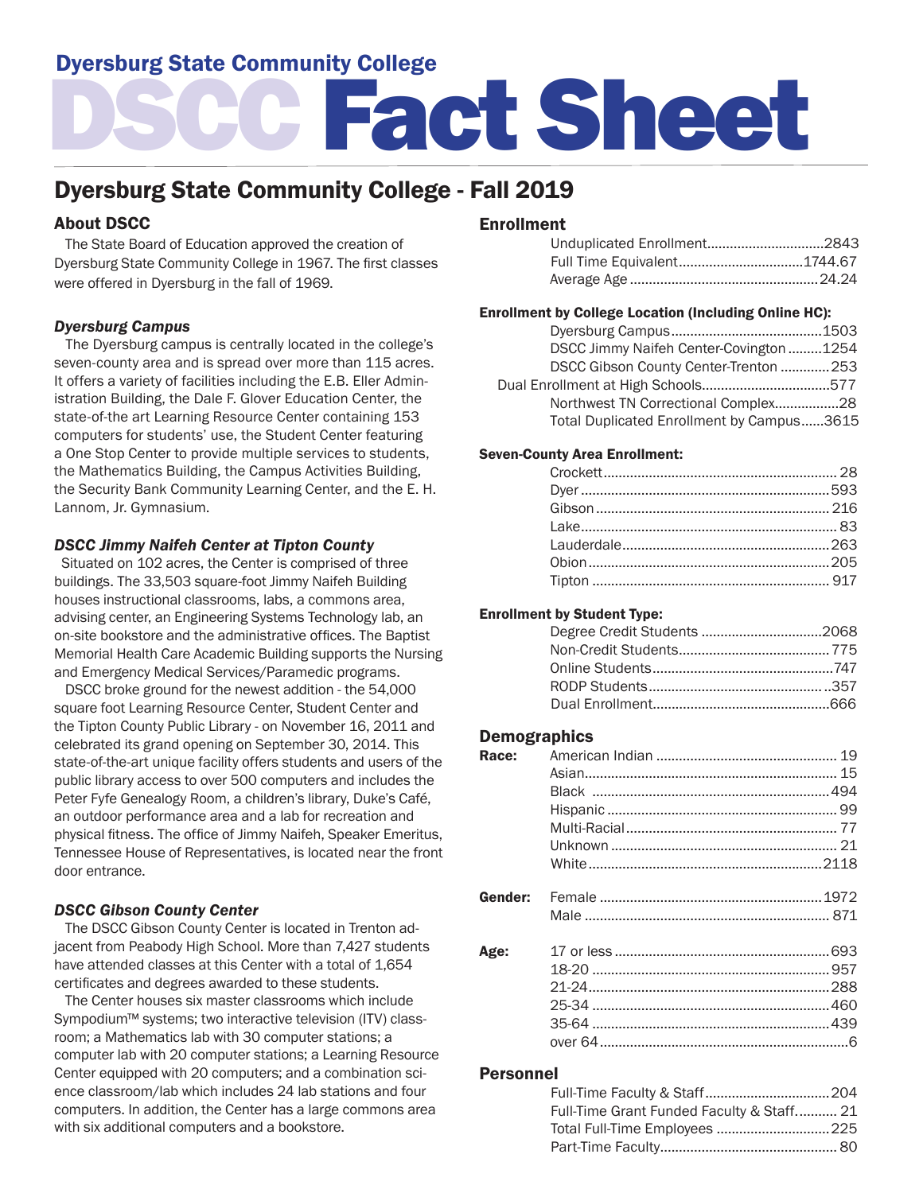# Dyersburg State Community College

# DSCC Fact Sheet

## Dyersburg State Community College - Fall 2019

### About DSCC

The State Board of Education approved the creation of Dyersburg State Community College in 1967. The first classes were offered in Dyersburg in the fall of 1969.

#### *Dyersburg Campus*

The Dyersburg campus is centrally located in the college's seven-county area and is spread over more than 115 acres. It offers a variety of facilities including the E.B. Eller Administration Building, the Dale F. Glover Education Center, the state-of-the art Learning Resource Center containing 153 computers for students' use, the Student Center featuring a One Stop Center to provide multiple services to students, the Mathematics Building, the Campus Activities Building, the Security Bank Community Learning Center, and the E. H. Lannom, Jr. Gymnasium.

#### *DSCC Jimmy Naifeh Center at Tipton County*

Situated on 102 acres, the Center is comprised of three buildings. The 33,503 square-foot Jimmy Naifeh Building houses instructional classrooms, labs, a commons area, advising center, an Engineering Systems Technology lab, an on-site bookstore and the administrative offices. The Baptist Memorial Health Care Academic Building supports the Nursing and Emergency Medical Services/Paramedic programs.

DSCC broke ground for the newest addition - the 54,000 square foot Learning Resource Center, Student Center and the Tipton County Public Library - on November 16, 2011 and celebrated its grand opening on September 30, 2014. This state-of-the-art unique facility offers students and users of the public library access to over 500 computers and includes the Peter Fyfe Genealogy Room, a children's library, Duke's Café, an outdoor performance area and a lab for recreation and physical fitness. The office of Jimmy Naifeh, Speaker Emeritus, Tennessee House of Representatives, is located near the front door entrance.

#### *DSCC Gibson County Center*

The DSCC Gibson County Center is located in Trenton adjacent from Peabody High School. More than 7,427 students have attended classes at this Center with a total of 1,654 certificates and degrees awarded to these students.

The Center houses six master classrooms which include Sympodium™ systems; two interactive television (ITV) classroom; a Mathematics lab with 30 computer stations; a computer lab with 20 computer stations; a Learning Resource Center equipped with 20 computers; and a combination science classroom/lab which includes 24 lab stations and four computers. In addition, the Center has a large commons area with six additional computers and a bookstore.

### Enrollment

| | |
|---|---|
| Unduplicated Enrollment | 2843 |
| Full Time Equivalent | 1744.67 |
| Average Age | 24.24 |

**Enrollment by College Location (Including Online HC):**

| | |
|---|---|
| Dyersburg Campus | 1503 |
| DSCC Jimmy Naifeh Center-Covington | 1254 |
| DSCC Gibson County Center-Trenton | 253 |
| Dual Enrollment at High Schools | 577 |
| Northwest TN Correctional Complex | 28 |
| Total Duplicated Enrollment by Campus | 3615 |

**Seven-County Area Enrollment:**

| | |
|---|---|
| Crockett | 28 |
| Dyer | 593 |
| Gibson | 216 |
| Lake | 83 |
| Lauderdale | 263 |
| Obion | 205 |
| Tipton | 917 |

**Enrollment by Student Type:**

| | |
|---|---|
| Degree Credit Students | 2068 |
| Non-Credit Students | 775 |
| Online Students | 747 |
| RODP Students | 357 |
| Dual Enrollment | 666 |

### Demographics

| | | |
|---|---|---|
| **Race:** | American Indian | 19 |
| | Asian | 15 |
| | Black | 494 |
| | Hispanic | 99 |
| | Multi-Racial | 77 |
| | Unknown | 21 |
| | White | 2118 |
| **Gender:** | Female | 1972 |
| | Male | 871 |
| **Age:** | 17 or less | 693 |
| | 18-20 | 957 |
| | 21-24 | 288 |
| | 25-34 | 460 |
| | 35-64 | 439 |
| | over 64 | 6 |

### Personnel

| | |
|---|---|
| Full-Time Faculty & Staff | 204 |
| Full-Time Grant Funded Faculty & Staff | 21 |
| Total Full-Time Employees | 225 |
| Part-Time Faculty | 80 |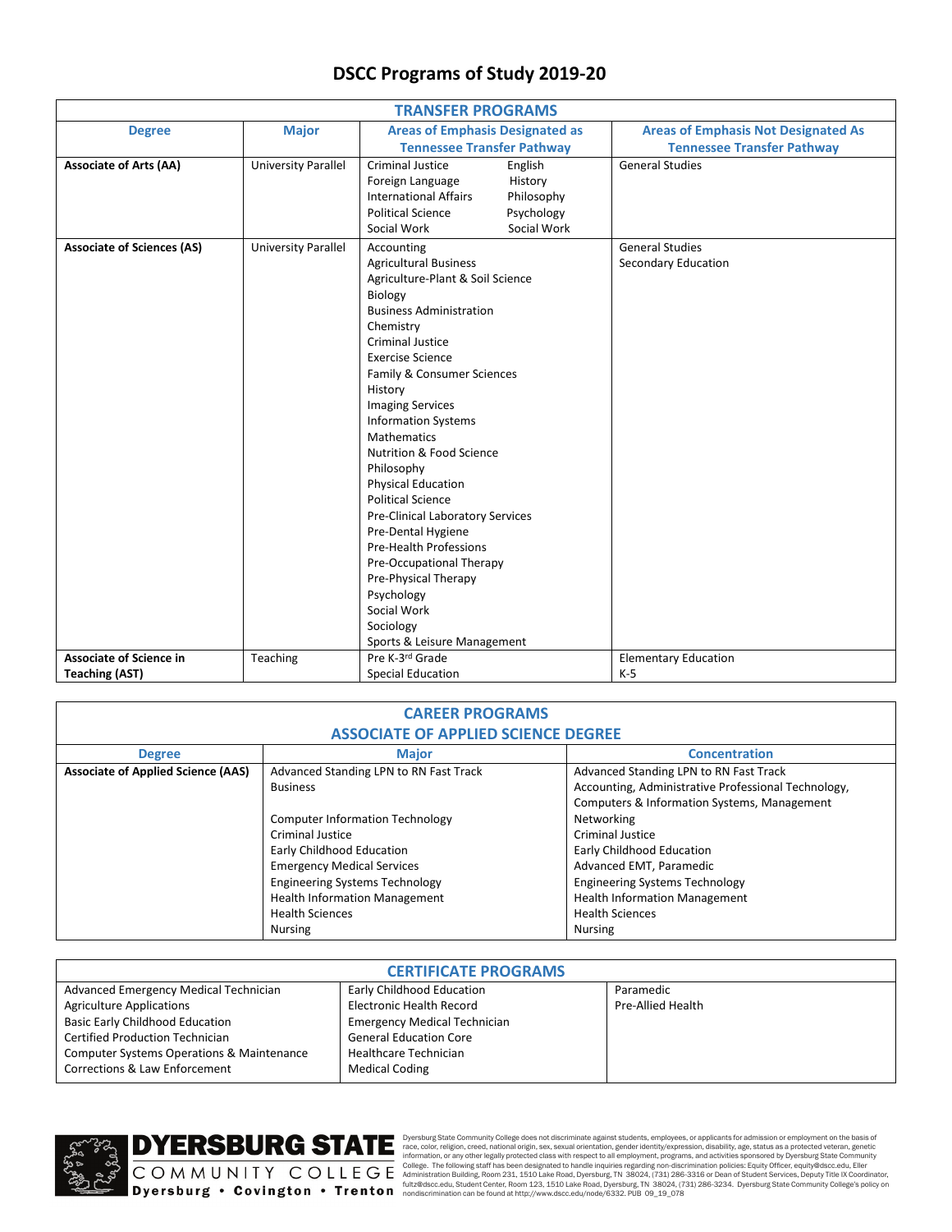# DSCC Programs of Study 2019-20

| TRANSFER PROGRAMS | | | |
|---|---|---|---|
| **Degree** | **Major** | **Areas of Emphasis Designated as Tennessee Transfer Pathway** | **Areas of Emphasis Not Designated As Tennessee Transfer Pathway** |
| **Associate of Arts (AA)** | University Parallel | Criminal Justice<br>Foreign Language<br>International Affairs<br>Political Science<br>Social Work<br>English<br>History<br>Philosophy<br>Psychology<br>Social Work | General Studies |
| **Associate of Sciences (AS)** | University Parallel | Accounting<br>Agricultural Business<br>Agriculture-Plant & Soil Science<br>Biology<br>Business Administration<br>Chemistry<br>Criminal Justice<br>Exercise Science<br>Family & Consumer Sciences<br>History<br>Imaging Services<br>Information Systems<br>Mathematics<br>Nutrition & Food Science<br>Philosophy<br>Physical Education<br>Political Science<br>Pre-Clinical Laboratory Services<br>Pre-Dental Hygiene<br>Pre-Health Professions<br>Pre-Occupational Therapy<br>Pre-Physical Therapy<br>Psychology<br>Social Work<br>Sociology<br>Sports & Leisure Management | General Studies<br>Secondary Education |
| **Associate of Science in Teaching (AST)** | Teaching | Pre K-3rd Grade<br>Special Education | Elementary Education<br>K-5 |

| CAREER PROGRAMS<br>ASSOCIATE OF APPLIED SCIENCE DEGREE | | |
|---|---|---|
| **Degree** | **Major** | **Concentration** |
| **Associate of Applied Science (AAS)** | Advanced Standing LPN to RN Fast Track | Advanced Standing LPN to RN Fast Track |
| | Business | Accounting, Administrative Professional Technology, Computers & Information Systems, Management |
| | Computer Information Technology | Networking |
| | Criminal Justice | Criminal Justice |
| | Early Childhood Education | Early Childhood Education |
| | Emergency Medical Services | Advanced EMT, Paramedic |
| | Engineering Systems Technology | Engineering Systems Technology |
| | Health Information Management | Health Information Management |
| | Health Sciences | Health Sciences |
| | Nursing | Nursing |

| CERTIFICATE PROGRAMS | | |
|---|---|---|
| Advanced Emergency Medical Technician | Early Childhood Education | Paramedic |
| Agriculture Applications | Electronic Health Record | Pre-Allied Health |
| Basic Early Childhood Education | Emergency Medical Technician | |
| Certified Production Technician | General Education Core | |
| Computer Systems Operations & Maintenance | Healthcare Technician | |
| Corrections & Law Enforcement | Medical Coding | |

**DYERSBURG STATE**
COMMUNITY COLLEGE
Dyersburg • Covington • Trenton

Dyersburg State Community College does not discriminate against students, employees, or applicants for admission or employment on the basis of race, color, religion, creed, national origin, sex, sexual orientation, gender identity/expression, disability, age, status as a protected veteran, genetic information, or any other legally protected class with respect to all employment, programs, and activities sponsored by Dyersburg State Community College. The following staff has been designated to handle inquiries regarding non-discrimination policies: Equity Officer, equity@dscc.edu, Eller Administration Building, Room 231, 1510 Lake Road, Dyersburg, TN 38024, (731) 286-3316 or Dean of Student Services, Deputy Title IX Coordinator, fultz@dscc.edu, Student Center, Room 123, 1510 Lake Road, Dyersburg, TN 38024, (731) 286-3234. Dyersburg State Community College's policy on nondiscrimination can be found at http://www.dscc.edu/node/6332. PUB 09_19_078